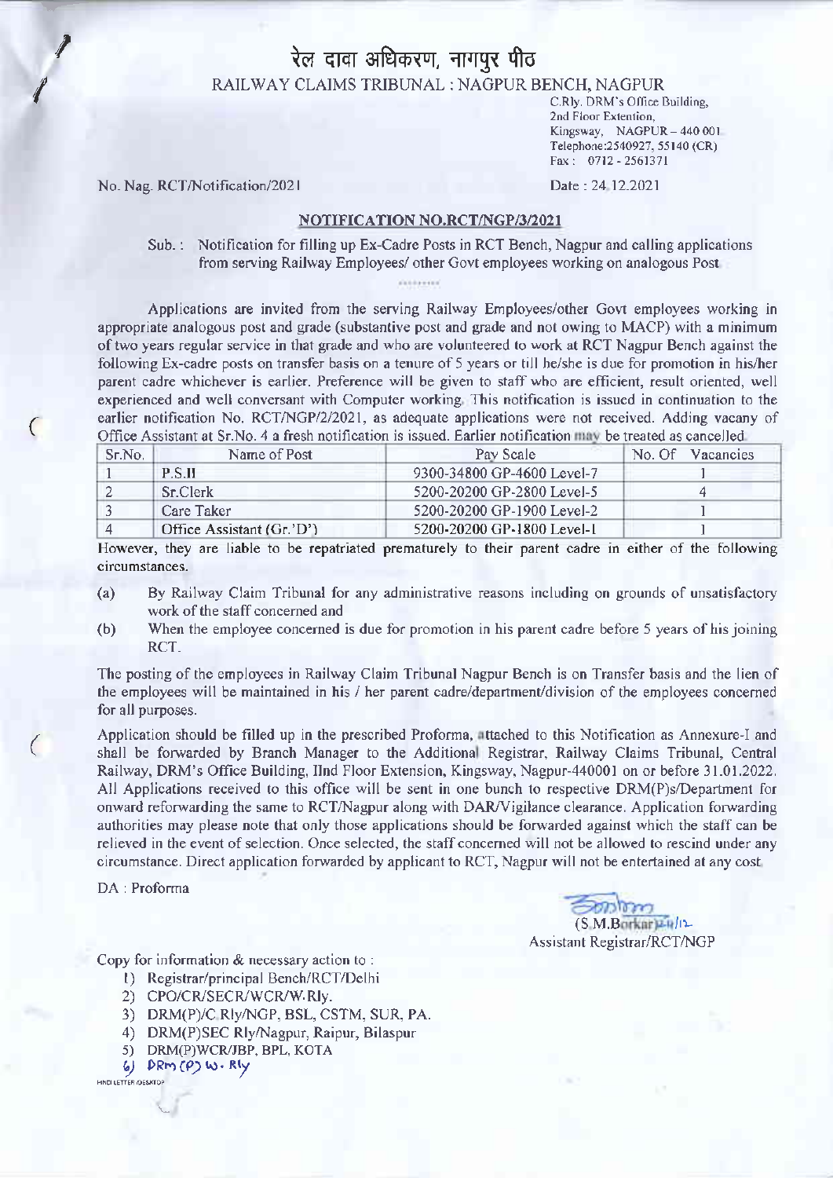# रेल दावा अधिकरण, नागपुर पीठ

## RAILWAY CLAIMS TRIBUNAL : NAGPUR BENCH, NAGPUR

C.Rly. DRM's Office Building,
2nd Floor Extention,
Kingsway, NAGPUR – 440 001
Telephone:2540927, 55140 (CR)
Fax : 0712 - 2561371

No. Nag. RCT/Notification/2021

Date : 24.12.2021

### NOTIFICATION NO.RCT/NGP/3/2021

Sub. : Notification for filling up Ex-Cadre Posts in RCT Bench, Nagpur and calling applications from serving Railway Employees/ other Govt employees working on analogous Post

.........

Applications are invited from the serving Railway Employees/other Govt employees working in appropriate analogous post and grade (substantive post and grade and not owing to MACP) with a minimum of two years regular service in that grade and who are volunteered to work at RCT Nagpur Bench against the following Ex-cadre posts on transfer basis on a tenure of 5 years or till he/she is due for promotion in his/her parent cadre whichever is earlier. Preference will be given to staff who are efficient, result oriented, well experienced and well conversant with Computer working. This notification is issued in continuation to the earlier notification No. RCT/NGP/2/2021, as adequate applications were not received. Adding vacany of Office Assistant at Sr.No. 4 a fresh notification is issued. Earlier notification may be treated as cancelled.

| Sr.No. | Name of Post | Pay Scale | No. Of Vacancies |
|---|---|---|---|
| 1 | P.S.II | 9300-34800 GP-4600 Level-7 | 1 |
| 2 | Sr.Clerk | 5200-20200 GP-2800 Level-5 | 4 |
| 3 | Care Taker | 5200-20200 GP-1900 Level-2 | 1 |
| 4 | Office Assistant (Gr.'D') | 5200-20200 GP-1800 Level-1 | 1 |

However, they are liable to be repatriated prematurely to their parent cadre in either of the following circumstances.

(a) By Railway Claim Tribunal for any administrative reasons including on grounds of unsatisfactory work of the staff concerned and

(b) When the employee concerned is due for promotion in his parent cadre before 5 years of his joining RCT.

The posting of the employees in Railway Claim Tribunal Nagpur Bench is on Transfer basis and the lien of the employees will be maintained in his / her parent cadre/department/division of the employees concerned for all purposes.

Application should be filled up in the prescribed Proforma, attached to this Notification as Annexure-I and shall be forwarded by Branch Manager to the Additional Registrar, Railway Claims Tribunal, Central Railway, DRM's Office Building, IInd Floor Extension, Kingsway, Nagpur-440001 on or before 31.01.2022. All Applications received to this office will be sent in one bunch to respective DRM(P)s/Department for onward reforwarding the same to RCT/Nagpur along with DAR/Vigilance clearance. Application forwarding authorities may please note that only those applications should be forwarded against which the staff can be relieved in the event of selection. Once selected, the staff concerned will not be allowed to rescind under any circumstance. Direct application forwarded by applicant to RCT, Nagpur will not be entertained at any cost.

DA : Proforma

(S.M.Borkar) 24/12
Assistant Registrar/RCT/NGP

Copy for information & necessary action to :

1) Registrar/principal Bench/RCT/Delhi
2) CPO/CR/SECR/WCR/W.Rly.
3) DRM(P)/C.Rly/NGP, BSL, CSTM, SUR, PA.
4) DRM(P)SEC Rly/Nagpur, Raipur, Bilaspur
5) DRM(P)WCR/JBP, BPL, KOTA
6) DRM (P) W. Rly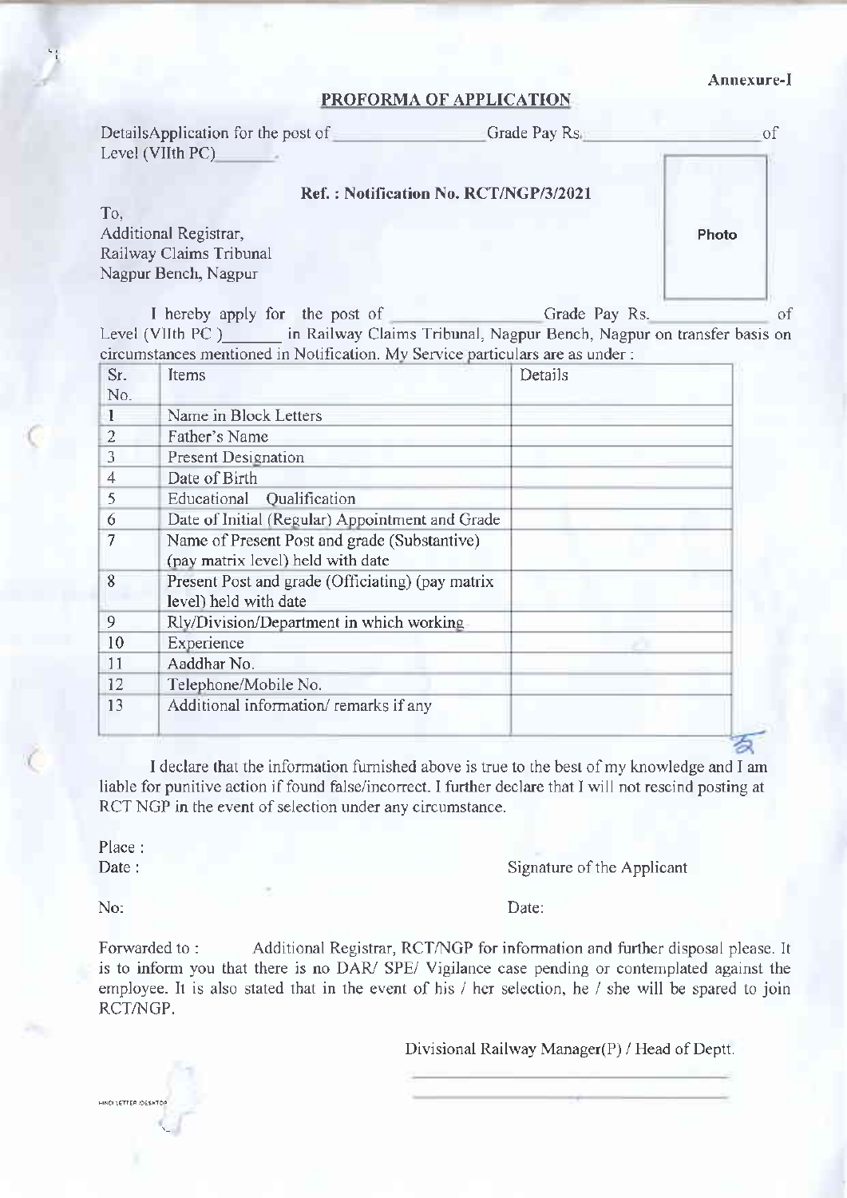Annexure-I

## PROFORMA OF APPLICATION

DetailsApplication for the post of \_\_\_\_\_\_\_\_\_\_\_\_\_\_\_\_ Grade Pay Rs. \_\_\_\_\_\_\_\_\_\_\_\_\_\_\_\_\_\_\_\_ of Level (VIIth PC)\_\_\_\_\_\_\_.

**Ref. : Notification No. RCT/NGP/3/2021**

Photo

To,
Additional Registrar,
Railway Claims Tribunal
Nagpur Bench, Nagpur

I hereby apply for the post of \_\_\_\_\_\_\_\_\_\_\_\_\_\_\_\_ Grade Pay Rs. \_\_\_\_\_\_\_\_\_\_\_\_ of Level (VIIth PC )\_\_\_\_\_\_\_ in Railway Claims Tribunal, Nagpur Bench, Nagpur on transfer basis on circumstances mentioned in Notification. My Service particulars are as under :

| Sr. No. | Items | Details |
|---|---|---|
| 1 | Name in Block Letters | |
| 2 | Father's Name | |
| 3 | Present Designation | |
| 4 | Date of Birth | |
| 5 | Educational Qualification | |
| 6 | Date of Initial (Regular) Appointment and Grade | |
| 7 | Name of Present Post and grade (Substantive) (pay matrix level) held with date | |
| 8 | Present Post and grade (Officiating) (pay matrix level) held with date | |
| 9 | Rly/Division/Department in which working | |
| 10 | Experience | |
| 11 | Aaddhar No. | |
| 12 | Telephone/Mobile No. | |
| 13 | Additional information/ remarks if any | |

I declare that the information furnished above is true to the best of my knowledge and I am liable for punitive action if found false/incorrect. I further declare that I will not rescind posting at RCT NGP in the event of selection under any circumstance.

Place :
Date :

Signature of the Applicant

No:

Date:

Forwarded to : Additional Registrar, RCT/NGP for information and further disposal please. It is to inform you that there is no DAR/ SPE/ Vigilance case pending or contemplated against the employee. It is also stated that in the event of his / her selection, he / she will be spared to join RCT/NGP.

Divisional Railway Manager(P) / Head of Deptt.